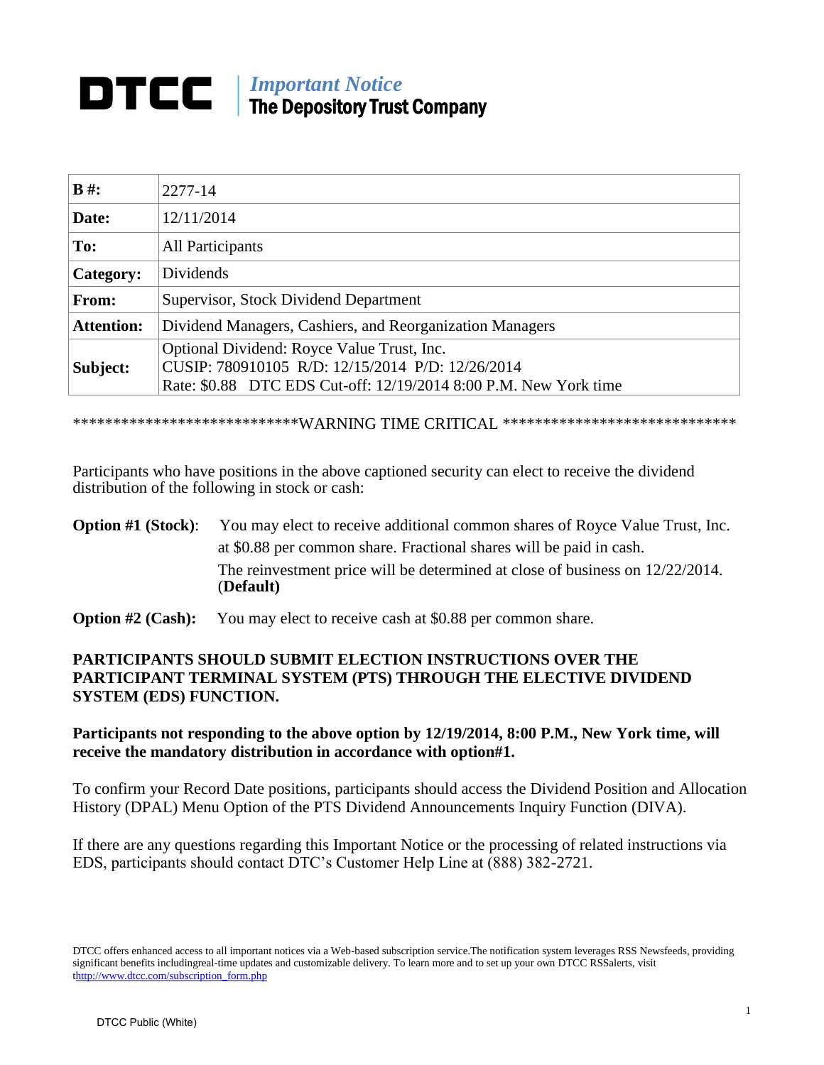# DTCC | *Important Notice* The Depository Trust Company

| **B #:** | 2277-14 |
|---|---|
| **Date:** | 12/11/2014 |
| **To:** | All Participants |
| **Category:** | Dividends |
| **From:** | Supervisor, Stock Dividend Department |
| **Attention:** | Dividend Managers, Cashiers, and Reorganization Managers |
| **Subject:** | Optional Dividend: Royce Value Trust, Inc.<br>CUSIP: 780910105 R/D: 12/15/2014 P/D: 12/26/2014<br>Rate: $0.88 DTC EDS Cut-off: 12/19/2014 8:00 P.M. New York time |

***************************WARNING TIME CRITICAL *****************************

Participants who have positions in the above captioned security can elect to receive the dividend distribution of the following in stock or cash:

**Option #1 (Stock)**: You may elect to receive additional common shares of Royce Value Trust, Inc. at $0.88 per common share. Fractional shares will be paid in cash. The reinvestment price will be determined at close of business on 12/22/2014. (**Default)**

**Option #2 (Cash):** You may elect to receive cash at $0.88 per common share.

**PARTICIPANTS SHOULD SUBMIT ELECTION INSTRUCTIONS OVER THE PARTICIPANT TERMINAL SYSTEM (PTS) THROUGH THE ELECTIVE DIVIDEND SYSTEM (EDS) FUNCTION.**

**Participants not responding to the above option by 12/19/2014, 8:00 P.M., New York time, will receive the mandatory distribution in accordance with option#1.**

To confirm your Record Date positions, participants should access the Dividend Position and Allocation History (DPAL) Menu Option of the PTS Dividend Announcements Inquiry Function (DIVA).

If there are any questions regarding this Important Notice or the processing of related instructions via EDS, participants should contact DTC's Customer Help Line at (888) 382-2721.

DTCC offers enhanced access to all important notices via a Web-based subscription service.The notification system leverages RSS Newsfeeds, providing significant benefits includingreal-time updates and customizable delivery. To learn more and to set up your own DTCC RSSalerts, visit thttp://www.dtcc.com/subscription_form.php

DTCC Public (White)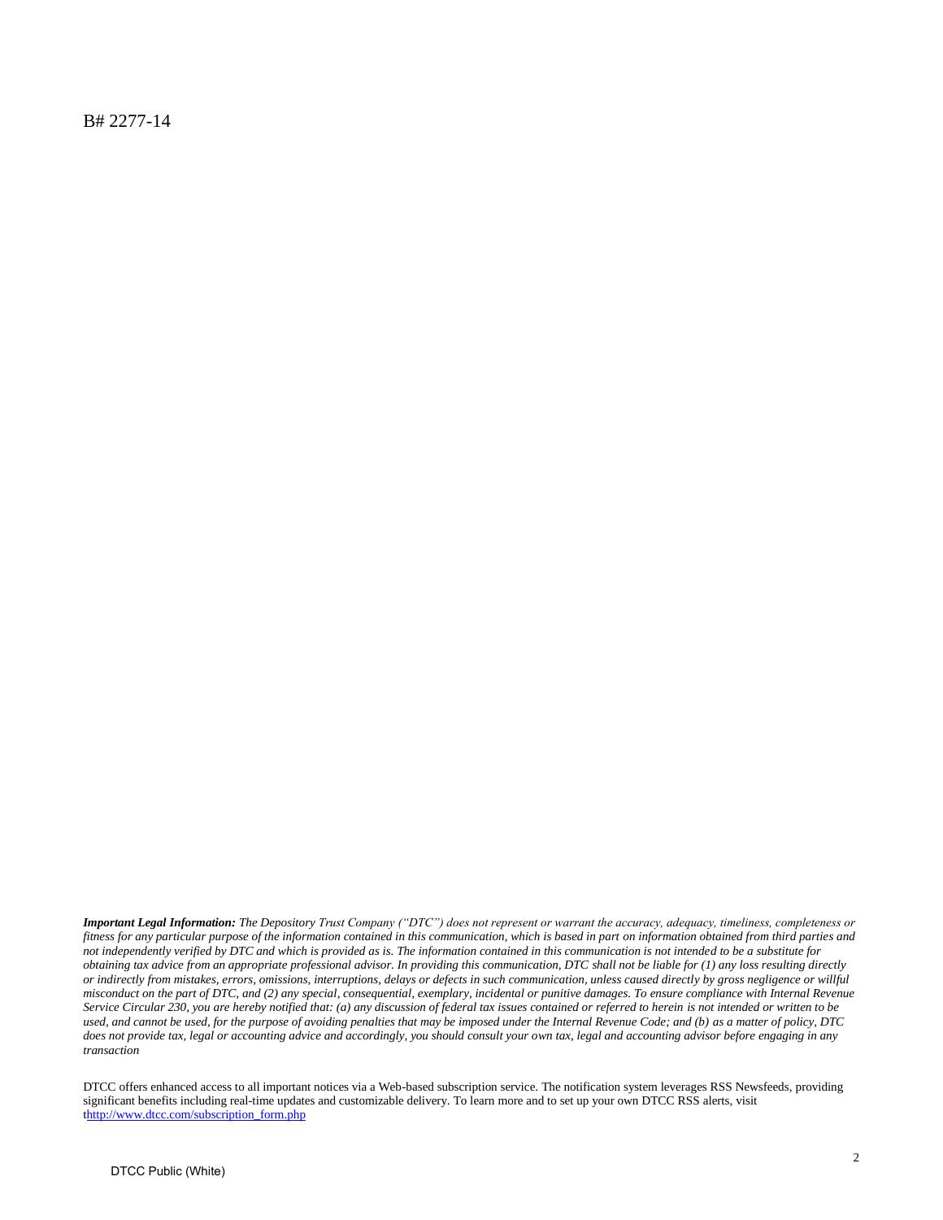B# 2277-14

***Important Legal Information:*** *The Depository Trust Company ("DTC") does not represent or warrant the accuracy, adequacy, timeliness, completeness or fitness for any particular purpose of the information contained in this communication, which is based in part on information obtained from third parties and not independently verified by DTC and which is provided as is. The information contained in this communication is not intended to be a substitute for obtaining tax advice from an appropriate professional advisor. In providing this communication, DTC shall not be liable for (1) any loss resulting directly or indirectly from mistakes, errors, omissions, interruptions, delays or defects in such communication, unless caused directly by gross negligence or willful misconduct on the part of DTC, and (2) any special, consequential, exemplary, incidental or punitive damages. To ensure compliance with Internal Revenue Service Circular 230, you are hereby notified that: (a) any discussion of federal tax issues contained or referred to herein is not intended or written to be used, and cannot be used, for the purpose of avoiding penalties that may be imposed under the Internal Revenue Code; and (b) as a matter of policy, DTC does not provide tax, legal or accounting advice and accordingly, you should consult your own tax, legal and accounting advisor before engaging in any transaction*

DTCC offers enhanced access to all important notices via a Web-based subscription service. The notification system leverages RSS Newsfeeds, providing significant benefits including real-time updates and customizable delivery. To learn more and to set up your own DTCC RSS alerts, visit thttp://www.dtcc.com/subscription_form.php

DTCC Public (White)